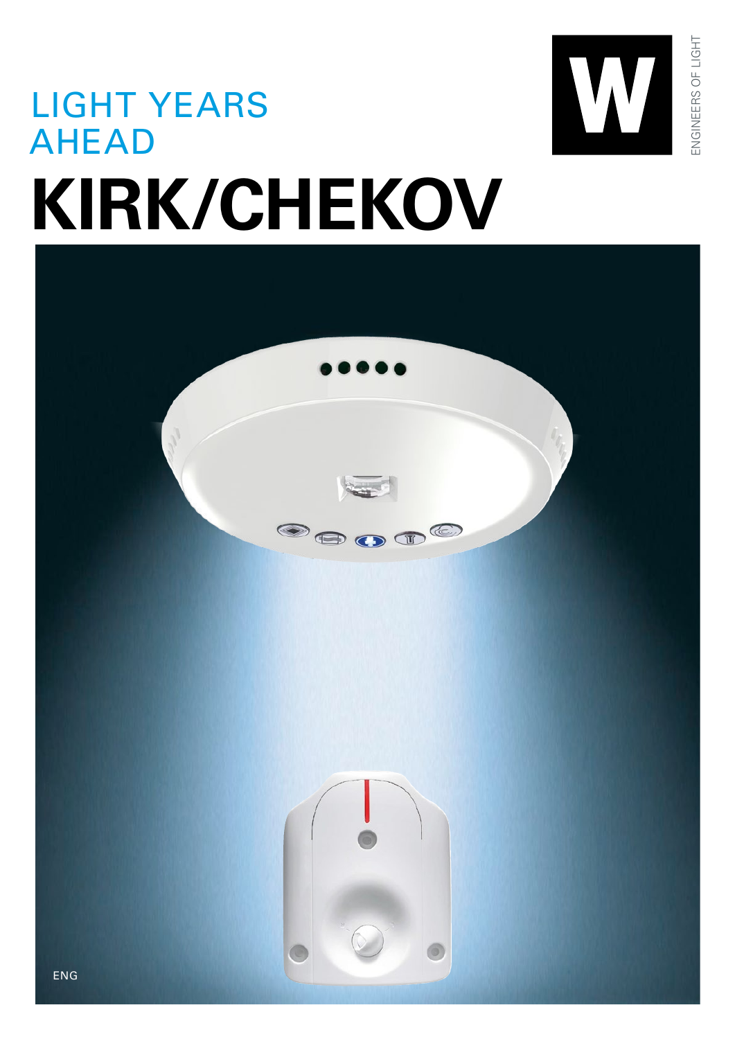LIGHT YEARS AHEAD

ENGINEERS OF LIGHT

# KIRK/CHEKOV

ENG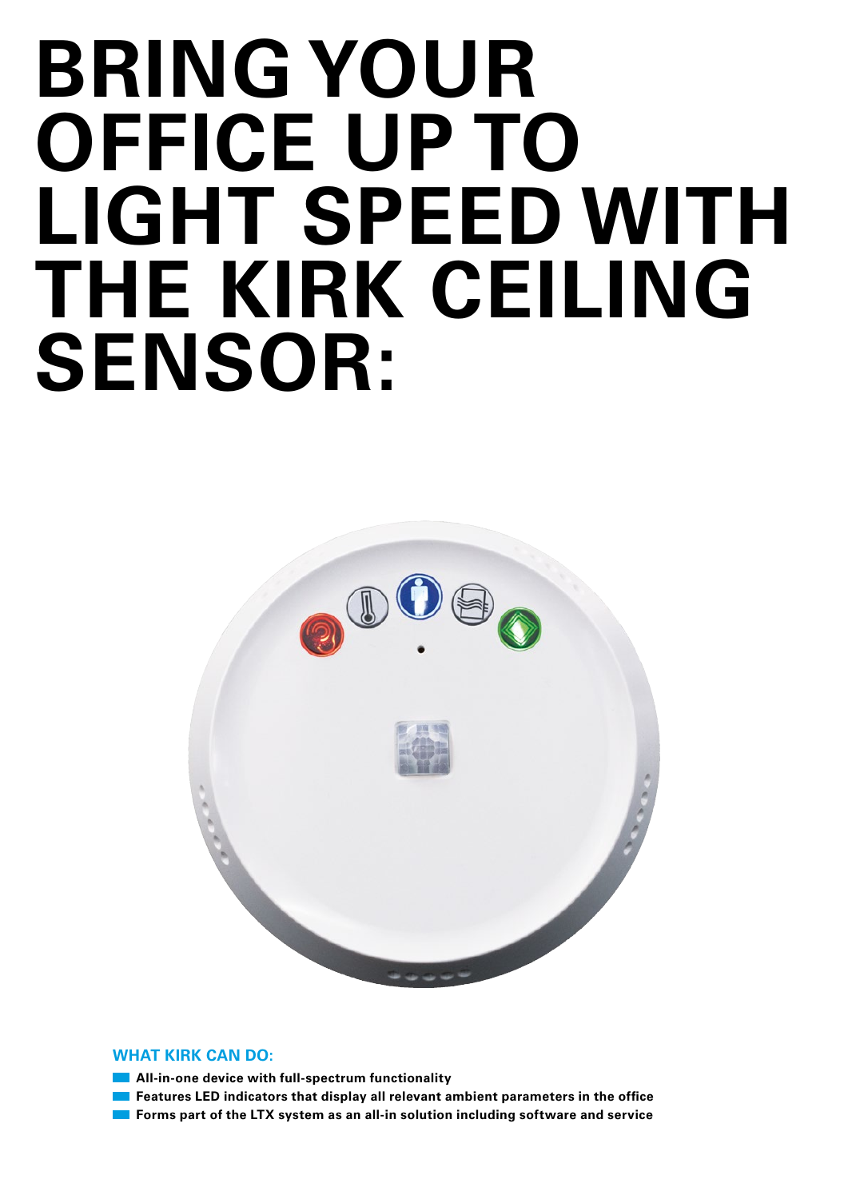# BRING YOUR OFFICE UP TO LIGHT SPEED WITH THE KIRK CEILING SENSOR:

## WHAT KIRK CAN DO:

- **All-in-one device with full-spectrum functionality**
- **Features LED indicators that display all relevant ambient parameters in the office**
- **Forms part of the LTX system as an all-in solution including software and service**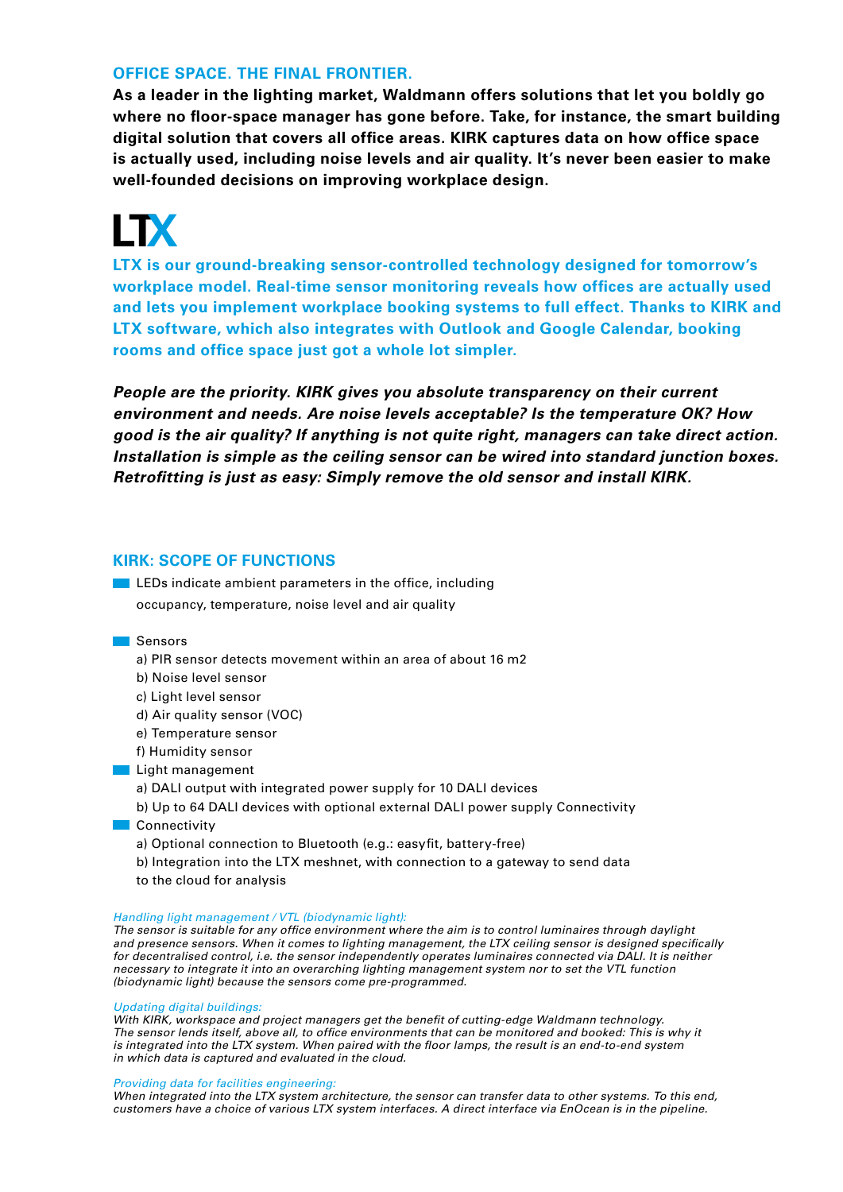## OFFICE SPACE. THE FINAL FRONTIER.

**As a leader in the lighting market, Waldmann offers solutions that let you boldly go where no floor-space manager has gone before. Take, for instance, the smart building digital solution that covers all office areas. KIRK captures data on how office space is actually used, including noise levels and air quality. It's never been easier to make well-founded decisions on improving workplace design.**

# LTX

**LTX is our ground-breaking sensor-controlled technology designed for tomorrow's workplace model. Real-time sensor monitoring reveals how offices are actually used and lets you implement workplace booking systems to full effect. Thanks to KIRK and LTX software, which also integrates with Outlook and Google Calendar, booking rooms and office space just got a whole lot simpler.**

***People are the priority. KIRK gives you absolute transparency on their current environment and needs. Are noise levels acceptable? Is the temperature OK? How good is the air quality? If anything is not quite right, managers can take direct action. Installation is simple as the ceiling sensor can be wired into standard junction boxes. Retrofitting is just as easy: Simply remove the old sensor and install KIRK.***

## KIRK: SCOPE OF FUNCTIONS

- LEDs indicate ambient parameters in the office, including occupancy, temperature, noise level and air quality
- Sensors
  - a) PIR sensor detects movement within an area of about 16 m2
  - b) Noise level sensor
  - c) Light level sensor
  - d) Air quality sensor (VOC)
  - e) Temperature sensor
  - f) Humidity sensor
- Light management
  - a) DALI output with integrated power supply for 10 DALI devices
  - b) Up to 64 DALI devices with optional external DALI power supply Connectivity
- Connectivity
  - a) Optional connection to Bluetooth (e.g.: easyfit, battery-free)
  - b) Integration into the LTX meshnet, with connection to a gateway to send data to the cloud for analysis

*Handling light management / VTL (biodynamic light):*
*The sensor is suitable for any office environment where the aim is to control luminaires through daylight and presence sensors. When it comes to lighting management, the LTX ceiling sensor is designed specifically for decentralised control, i.e. the sensor independently operates luminaires connected via DALI. It is neither necessary to integrate it into an overarching lighting management system nor to set the VTL function (biodynamic light) because the sensors come pre-programmed.*

*Updating digital buildings:*
*With KIRK, workspace and project managers get the benefit of cutting-edge Waldmann technology. The sensor lends itself, above all, to office environments that can be monitored and booked: This is why it is integrated into the LTX system. When paired with the floor lamps, the result is an end-to-end system in which data is captured and evaluated in the cloud.*

*Providing data for facilities engineering:*
*When integrated into the LTX system architecture, the sensor can transfer data to other systems. To this end, customers have a choice of various LTX system interfaces. A direct interface via EnOcean is in the pipeline.*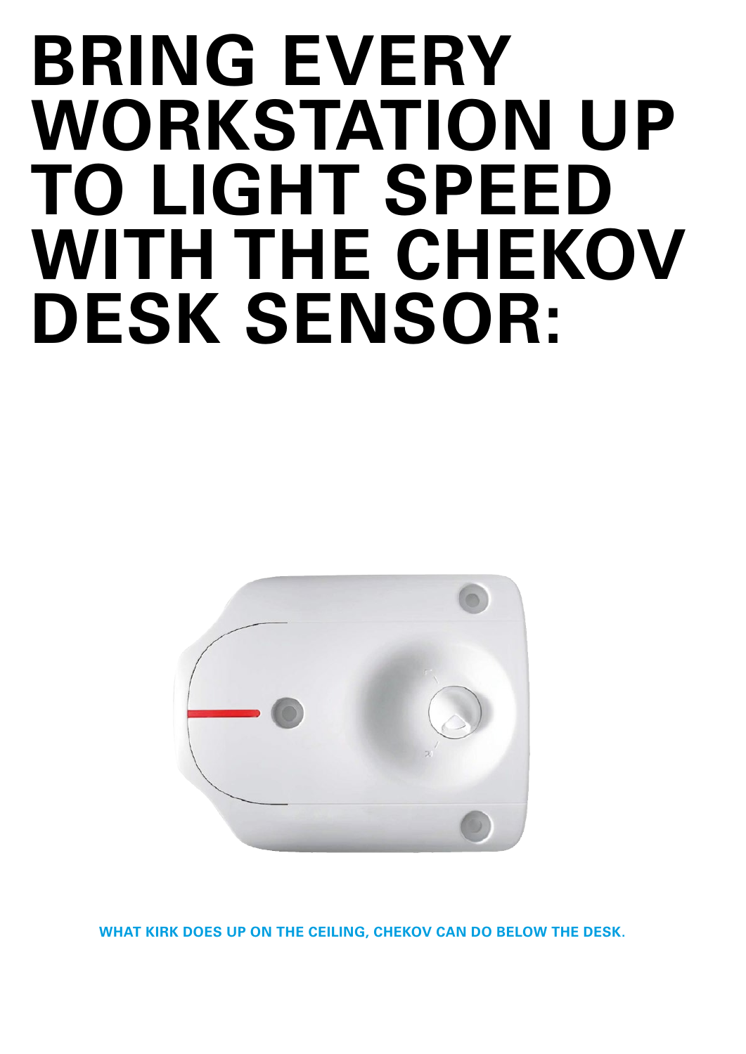# BRING EVERY WORKSTATION UP TO LIGHT SPEED WITH THE CHEKOV DESK SENSOR:

**WHAT KIRK DOES UP ON THE CEILING, CHEKOV CAN DO BELOW THE DESK.**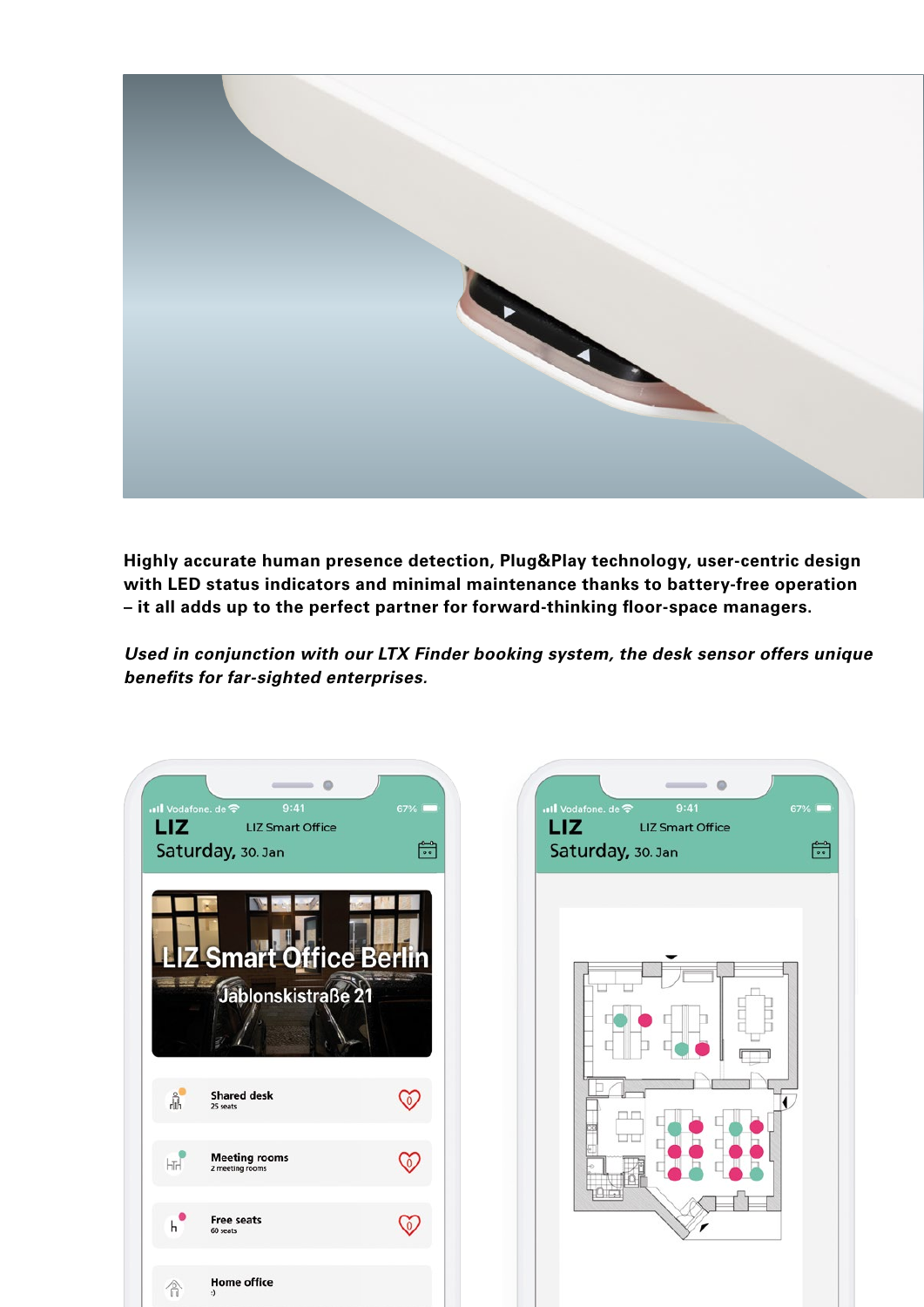**Highly accurate human presence detection, Plug&Play technology, user-centric design with LED status indicators and minimal maintenance thanks to battery-free operation – it all adds up to the perfect partner for forward-thinking floor-space managers.**

***Used in conjunction with our LTX Finder booking system, the desk sensor offers unique benefits for far-sighted enterprises.***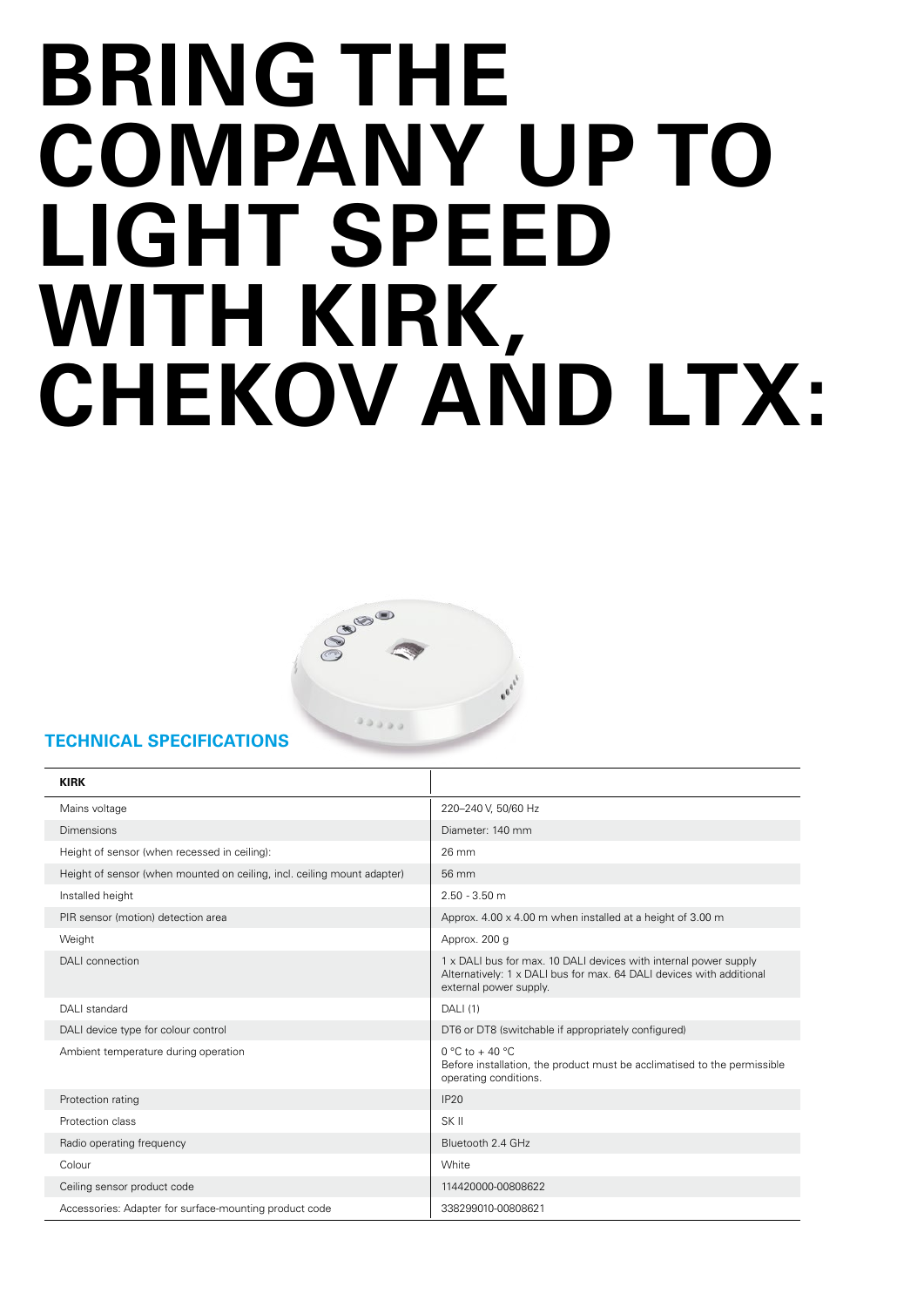# BRING THE COMPANY UP TO LIGHT SPEED WITH KIRK, CHEKOV AND LTX:

## TECHNICAL SPECIFICATIONS

| KIRK | |
|---|---|
| Mains voltage | 220–240 V, 50/60 Hz |
| Dimensions | Diameter: 140 mm |
| Height of sensor (when recessed in ceiling): | 26 mm |
| Height of sensor (when mounted on ceiling, incl. ceiling mount adapter) | 56 mm |
| Installed height | 2.50 - 3.50 m |
| PIR sensor (motion) detection area | Approx. 4.00 x 4.00 m when installed at a height of 3.00 m |
| Weight | Approx. 200 g |
| DALI connection | 1 x DALI bus for max. 10 DALI devices with internal power supply Alternatively: 1 x DALI bus for max. 64 DALI devices with additional external power supply. |
| DALI standard | DALI (1) |
| DALI device type for colour control | DT6 or DT8 (switchable if appropriately configured) |
| Ambient temperature during operation | 0 °C to + 40 °C Before installation, the product must be acclimatised to the permissible operating conditions. |
| Protection rating | IP20 |
| Protection class | SK II |
| Radio operating frequency | Bluetooth 2.4 GHz |
| Colour | White |
| Ceiling sensor product code | 114420000-00808622 |
| Accessories: Adapter for surface-mounting product code | 338299010-00808621 |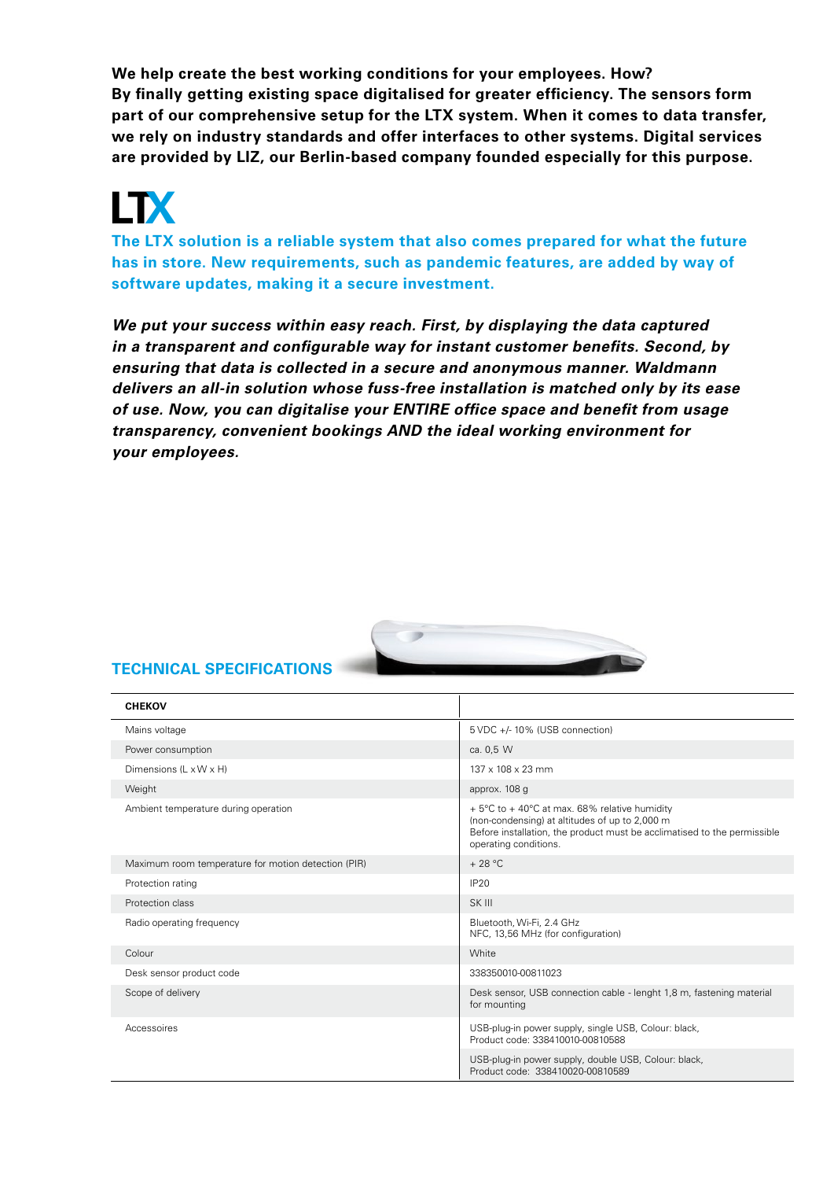**We help create the best working conditions for your employees. How? By finally getting existing space digitalised for greater efficiency. The sensors form part of our comprehensive setup for the LTX system. When it comes to data transfer, we rely on industry standards and offer interfaces to other systems. Digital services are provided by LIZ, our Berlin-based company founded especially for this purpose.**

# LTX

**The LTX solution is a reliable system that also comes prepared for what the future has in store. New requirements, such as pandemic features, are added by way of software updates, making it a secure investment.**

***We put your success within easy reach. First, by displaying the data captured in a transparent and configurable way for instant customer benefits. Second, by ensuring that data is collected in a secure and anonymous manner. Waldmann delivers an all-in solution whose fuss-free installation is matched only by its ease of use. Now, you can digitalise your ENTIRE office space and benefit from usage transparency, convenient bookings AND the ideal working environment for your employees.***

## TECHNICAL SPECIFICATIONS

| CHEKOV | |
|---|---|
| Mains voltage | 5 VDC +/- 10% (USB connection) |
| Power consumption | ca. 0,5 W |
| Dimensions (L x W x H) | 137 x 108 x 23 mm |
| Weight | approx. 108 g |
| Ambient temperature during operation | + 5°C to + 40°C at max. 68% relative humidity (non-condensing) at altitudes of up to 2,000 m<br>Before installation, the product must be acclimatised to the permissible operating conditions. |
| Maximum room temperature for motion detection (PIR) | + 28 °C |
| Protection rating | IP20 |
| Protection class | SK III |
| Radio operating frequency | Bluetooth, Wi-Fi, 2.4 GHz<br>NFC, 13,56 MHz (for configuration) |
| Colour | White |
| Desk sensor product code | 338350010-00811023 |
| Scope of delivery | Desk sensor, USB connection cable - lenght 1,8 m, fastening material for mounting |
| Accessoires | USB-plug-in power supply, single USB, Colour: black,<br>Product code: 338410010-00810588 |
| | USB-plug-in power supply, double USB, Colour: black,<br>Product code: 338410020-00810589 |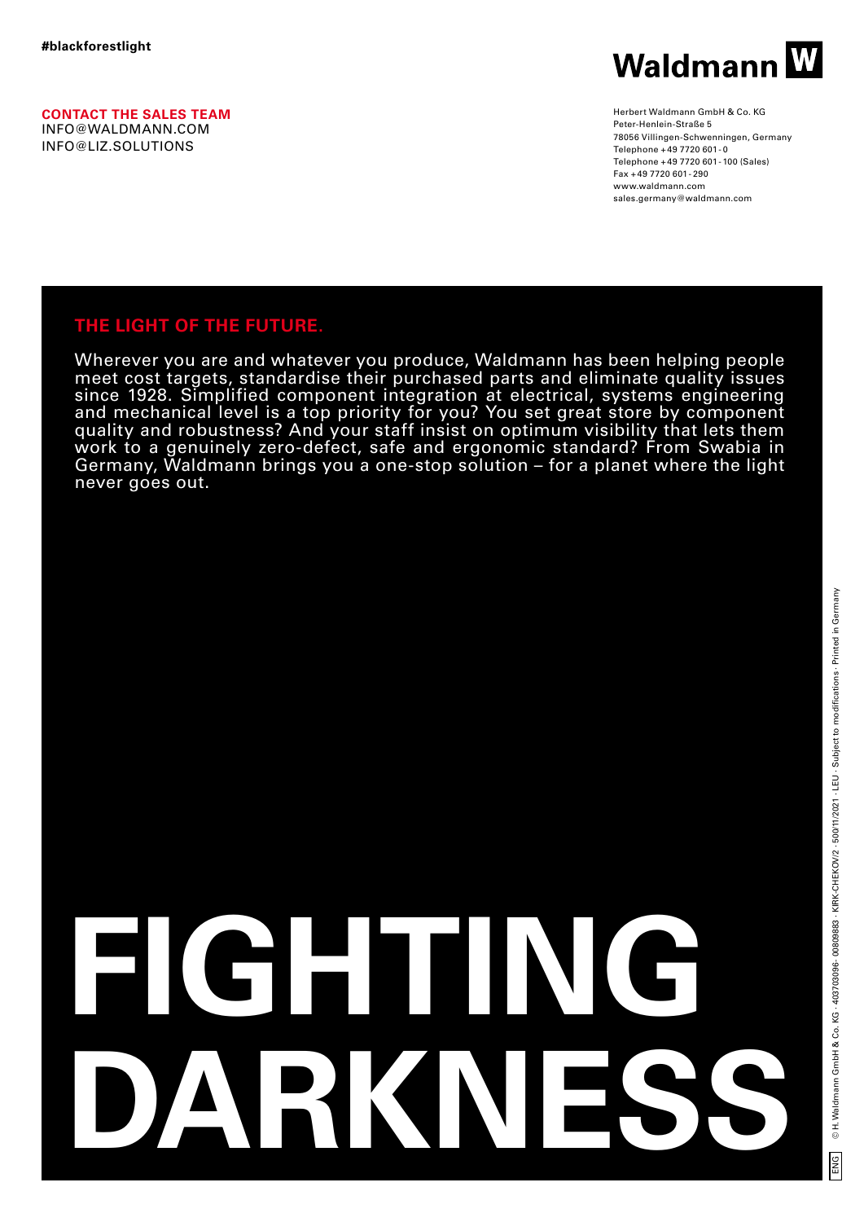#blackforestlight

Waldmann

**CONTACT THE SALES TEAM**
INFO@WALDMANN.COM
INFO@LIZ.SOLUTIONS

Herbert Waldmann GmbH & Co. KG
Peter-Henlein-Straße 5
78056 Villingen-Schwenningen, Germany
Telephone +49 7720 601 - 0
Telephone +49 7720 601 - 100 (Sales)
Fax +49 7720 601 - 290
www.waldmann.com
sales.germany@waldmann.com

## THE LIGHT OF THE FUTURE.

Wherever you are and whatever you produce, Waldmann has been helping people meet cost targets, standardise their purchased parts and eliminate quality issues since 1928. Simplified component integration at electrical, systems engineering and mechanical level is a top priority for you? You set great store by component quality and robustness? And your staff insist on optimum visibility that lets them work to a genuinely zero-defect, safe and ergonomic standard? From Swabia in Germany, Waldmann brings you a one-stop solution – for a planet where the light never goes out.

# FIGHTING DARKNESS

© H. Waldmann GmbH & Co. KG · 403703096 · 00809883 · KIRK-CHEKOV/2 · 500/11/2021 · LEU · Subject to modifications · Printed in Germany

ENG